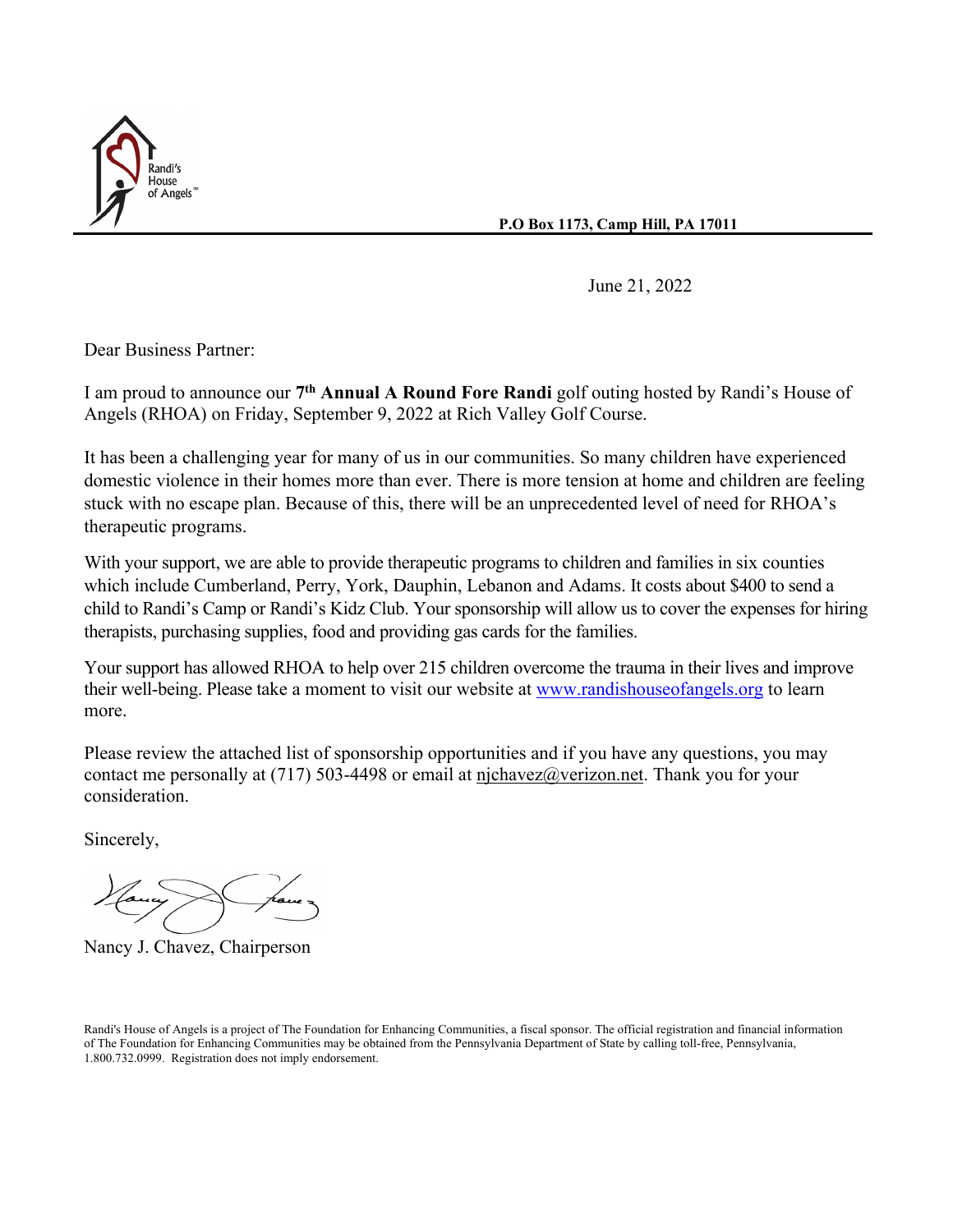Randi's House of Angels™

**P.O Box 1173, Camp Hill, PA 17011**

June 21, 2022

Dear Business Partner:

I am proud to announce our **7th Annual A Round Fore Randi** golf outing hosted by Randi's House of Angels (RHOA) on Friday, September 9, 2022 at Rich Valley Golf Course.

It has been a challenging year for many of us in our communities. So many children have experienced domestic violence in their homes more than ever. There is more tension at home and children are feeling stuck with no escape plan. Because of this, there will be an unprecedented level of need for RHOA's therapeutic programs.

With your support, we are able to provide therapeutic programs to children and families in six counties which include Cumberland, Perry, York, Dauphin, Lebanon and Adams. It costs about $400 to send a child to Randi's Camp or Randi's Kidz Club. Your sponsorship will allow us to cover the expenses for hiring therapists, purchasing supplies, food and providing gas cards for the families.

Your support has allowed RHOA to help over 215 children overcome the trauma in their lives and improve their well-being. Please take a moment to visit our website at [www.randishouseofangels.org](http://www.randishouseofangels.org) to learn more.

Please review the attached list of sponsorship opportunities and if you have any questions, you may contact me personally at (717) 503-4498 or email at njchavez@verizon.net. Thank you for your consideration.

Sincerely,

Nancy J. Chavez, Chairperson

Randi's House of Angels is a project of The Foundation for Enhancing Communities, a fiscal sponsor. The official registration and financial information of The Foundation for Enhancing Communities may be obtained from the Pennsylvania Department of State by calling toll-free, Pennsylvania, 1.800.732.0999. Registration does not imply endorsement.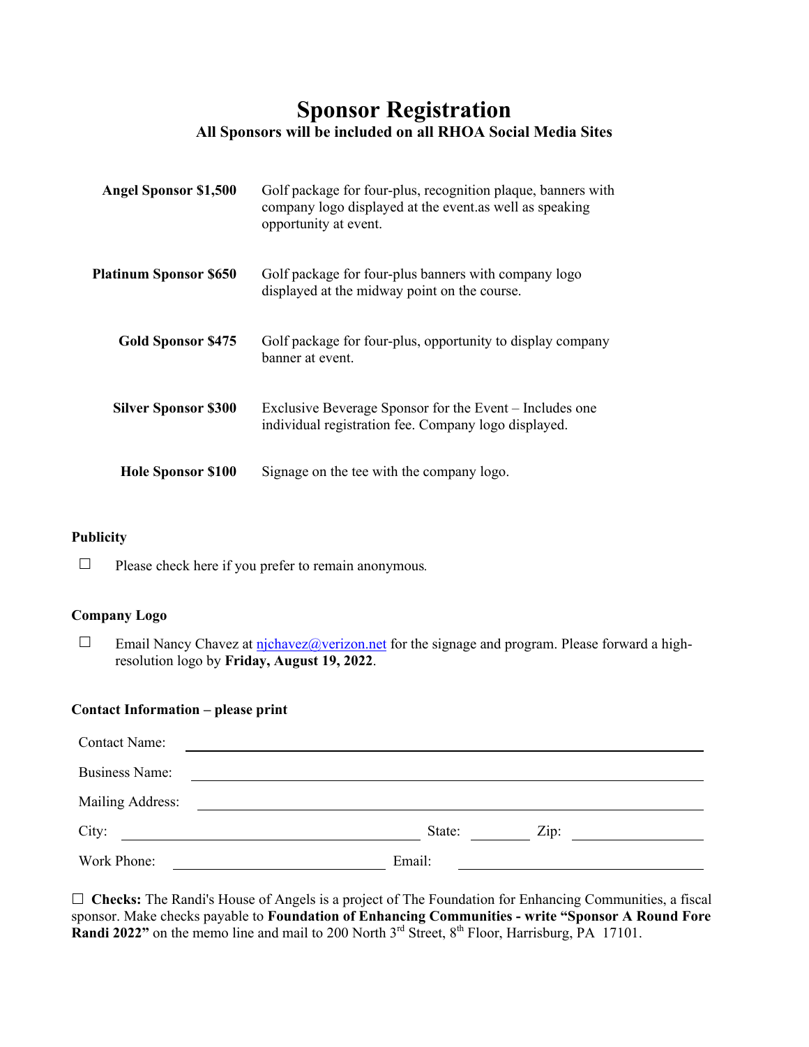# Sponsor Registration

**All Sponsors will be included on all RHOA Social Media Sites**

| | |
|---|---|
| **Angel Sponsor $1,500** | Golf package for four-plus, recognition plaque, banners with company logo displayed at the event.as well as speaking opportunity at event. |
| **Platinum Sponsor $650** | Golf package for four-plus banners with company logo displayed at the midway point on the course. |
| **Gold Sponsor $475** | Golf package for four-plus, opportunity to display company banner at event. |
| **Silver Sponsor $300** | Exclusive Beverage Sponsor for the Event – Includes one individual registration fee. Company logo displayed. |
| **Hole Sponsor $100** | Signage on the tee with the company logo. |

**Publicity**

☐ Please check here if you prefer to remain anonymous.

**Company Logo**

☐ Email Nancy Chavez at njchavez@verizon.net for the signage and program. Please forward a high-resolution logo by **Friday, August 19, 2022**.

**Contact Information – please print**

Contact Name: ______________________________

Business Name: ______________________________

Mailing Address: ______________________________

City: ____________________ State: ________ Zip: ____________

Work Phone: ____________________ Email: ____________________

☐ **Checks:** The Randi's House of Angels is a project of The Foundation for Enhancing Communities, a fiscal sponsor. Make checks payable to **Foundation of Enhancing Communities - write "Sponsor A Round Fore Randi 2022"** on the memo line and mail to 200 North 3rd Street, 8th Floor, Harrisburg, PA 17101.